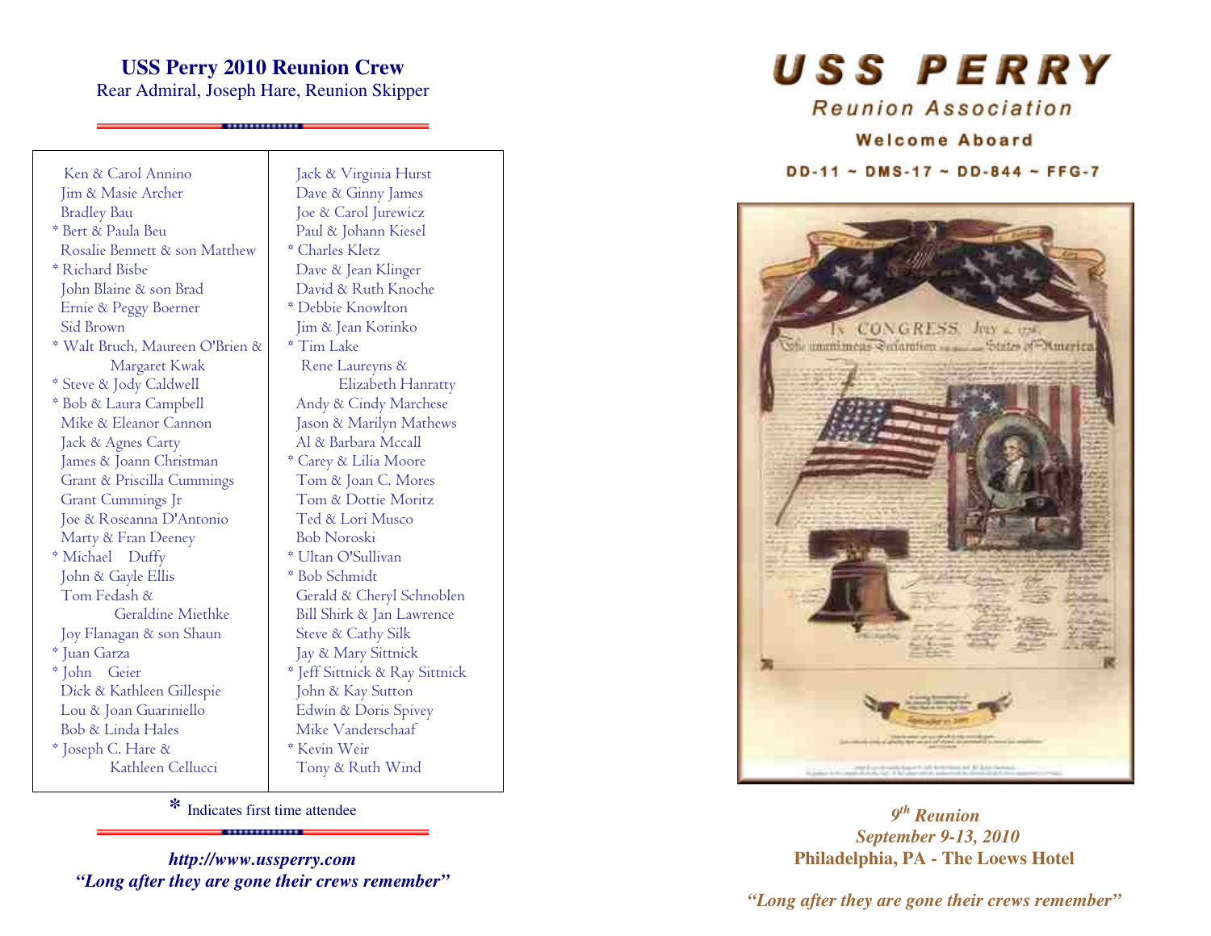## USS Perry 2010 Reunion Crew

Rear Admiral, Joseph Hare, Reunion Skipper

Ken & Carol Annino
Jim & Masie Archer
Bradley Bau
* Bert & Paula Beu
Rosalie Bennett & son Matthew
* Richard Bisbe
John Blaine & son Brad
Ernie & Peggy Boerner
Sid Brown
* Walt Bruch, Maureen O'Brien & Margaret Kwak
* Steve & Jody Caldwell
* Bob & Laura Campbell
Mike & Eleanor Cannon
Jack & Agnes Carty
James & Joann Christman
Grant & Priscilla Cummings
Grant Cummings Jr
Joe & Roseanna D'Antonio
Marty & Fran Deeney
* Michael Duffy
John & Gayle Ellis
Tom Fedash & Geraldine Miethke
Joy Flanagan & son Shaun
* Juan Garza
* John Geier
Dick & Kathleen Gillespie
Lou & Joan Guariniello
Bob & Linda Hales
* Joseph C. Hare & Kathleen Cellucci
Jack & Virginia Hurst
Dave & Ginny James
Joe & Carol Jurewicz
Paul & Johann Kiesel
* Charles Kletz
Dave & Jean Klinger
David & Ruth Knoche
* Debbie Knowlton
Jim & Jean Korinko
* Tim Lake
Rene Laureyns & Elizabeth Hanratty
Andy & Cindy Marchese
Jason & Marilyn Mathews
Al & Barbara Mccall
* Carey & Lilia Moore
Tom & Joan C. Mores
Tom & Dottie Moritz
Ted & Lori Musco
Bob Noroski
* Ultan O'Sullivan
* Bob Schmidt
Gerald & Cheryl Schnoblen
Bill Shirk & Jan Lawrence
Steve & Cathy Silk
Jay & Mary Sittnick
* Jeff Sittnick & Ray Sittnick
John & Kay Sutton
Edwin & Doris Spivey
Mike Vanderschaaf
* Kevin Weir
Tony & Ruth Wind

* Indicates first time attendee

***http://www.ussperry.com***
***"Long after they are gone their crews remember"***

# USS PERRY

## Reunion Association

### Welcome Aboard

DD-11 ~ DMS-17 ~ DD-844 ~ FFG-7

***9th Reunion***
***September 9-13, 2010***
**Philadelphia, PA - The Loews Hotel**

***"Long after they are gone their crews remember"***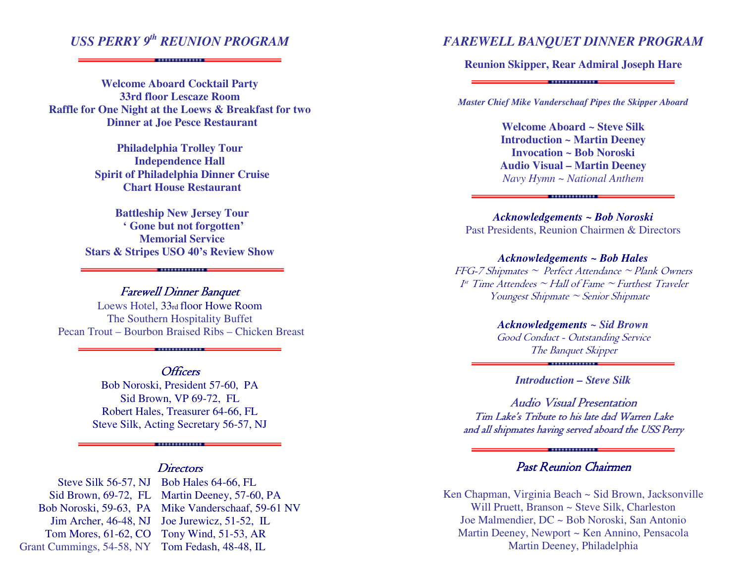## *USS PERRY 9th REUNION PROGRAM*

**Welcome Aboard Cocktail Party**
**33rd floor Lescaze Room**
**Raffle for One Night at the Loews & Breakfast for two**
**Dinner at Joe Pesce Restaurant**

**Philadelphia Trolley Tour**
**Independence Hall**
**Spirit of Philadelphia Dinner Cruise**
**Chart House Restaurant**

**Battleship New Jersey Tour**
**' Gone but not forgotten'**
**Memorial Service**
**Stars & Stripes USO 40's Review Show**

### *Farewell Dinner Banquet*

Loews Hotel, 33rd floor Howe Room
The Southern Hospitality Buffet
Pecan Trout – Bourbon Braised Ribs – Chicken Breast

### *Officers*

Bob Noroski, President 57-60, PA
Sid Brown, VP 69-72, FL
Robert Hales, Treasurer 64-66, FL
Steve Silk, Acting Secretary 56-57, NJ

### *Directors*

| | |
|---|---|
| Steve Silk 56-57, NJ | Bob Hales 64-66, FL |
| Sid Brown, 69-72, FL | Martin Deeney, 57-60, PA |
| Bob Noroski, 59-63, PA | Mike Vanderschaaf, 59-61 NV |
| Jim Archer, 46-48, NJ | Joe Jurewicz, 51-52, IL |
| Tom Mores, 61-62, CO | Tony Wind, 51-53, AR |
| Grant Cummings, 54-58, NY | Tom Fedash, 48-48, IL |

## *FAREWELL BANQUET DINNER PROGRAM*

**Reunion Skipper, Rear Admiral Joseph Hare**

***Master Chief Mike Vanderschaaf Pipes the Skipper Aboard***

**Welcome Aboard ~ Steve Silk**
**Introduction ~ Martin Deeney**
**Invocation ~ Bob Noroski**
**Audio Visual – Martin Deeney**
*Navy Hymn ~ National Anthem*

***Acknowledgements ~ Bob Noroski***
Past Presidents, Reunion Chairmen & Directors

***Acknowledgements ~ Bob Hales***
*FFG-7 Shipmates ~ Perfect Attendance ~ Plank Owners*
*1st Time Attendees ~ Hall of Fame ~ Furthest Traveler*
*Youngest Shipmate ~ Senior Shipmate*

***Acknowledgements ~ Sid Brown***
*Good Conduct - Outstanding Service*
*The Banquet Skipper*

***Introduction – Steve Silk***

*Audio Visual Presentation*
*Tim Lake's Tribute to his late dad Warren Lake*
*and all shipmates having served aboard the USS Perry*

### *Past Reunion Chairmen*

Ken Chapman, Virginia Beach ~ Sid Brown, Jacksonville
Will Pruett, Branson ~ Steve Silk, Charleston
Joe Malmendier, DC ~ Bob Noroski, San Antonio
Martin Deeney, Newport ~ Ken Annino, Pensacola
Martin Deeney, Philadelphia